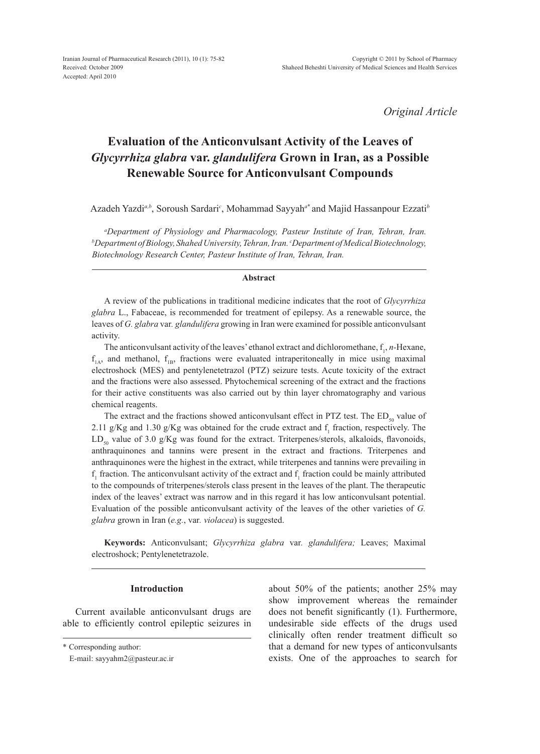Received: October 2009
Accepted: April 2010

*Original Article*

# Evaluation of the Anticonvulsant Activity of the Leaves of *Glycyrrhiza glabra* var. *glandulifera* Grown in Iran, as a Possible Renewable Source for Anticonvulsant Compounds

Azadeh Yazdi[a,b], Soroush Sardari[c], Mohammad Sayyah[a*] and Majid Hassanpour Ezzati[b]

[a]*Department of Physiology and Pharmacology, Pasteur Institute of Iran, Tehran, Iran.* [b]*Department of Biology, Shahed University, Tehran, Iran.* [c]*Department of Medical Biotechnology, Biotechnology Research Center, Pasteur Institute of Iran, Tehran, Iran.*

## Abstract

A review of the publications in traditional medicine indicates that the root of *Glycyrrhiza glabra* L., Fabaceae, is recommended for treatment of epilepsy. As a renewable source, the leaves of *G. glabra* var. *glandulifera* growing in Iran were examined for possible anticonvulsant activity.

The anticonvulsant activity of the leaves' ethanol extract and dichloromethane, $f_1$, *n*-Hexane, $f_{1A}$, and methanol, $f_{1B}$, fractions were evaluated intraperitoneally in mice using maximal electroshock (MES) and pentylenetetrazol (PTZ) seizure tests. Acute toxicity of the extract and the fractions were also assessed. Phytochemical screening of the extract and the fractions for their active constituents was also carried out by thin layer chromatography and various chemical reagents.

The extract and the fractions showed anticonvulsant effect in PTZ test. The $ED_{50}$ value of 2.11 g/Kg and 1.30 g/Kg was obtained for the crude extract and $f_1$ fraction, respectively. The $LD_{50}$ value of 3.0 g/Kg was found for the extract. Triterpenes/sterols, alkaloids, flavonoids, anthraquinones and tannins were present in the extract and fractions. Triterpenes and anthraquinones were the highest in the extract, while triterpenes and tannins were prevailing in $f_1$ fraction. The anticonvulsant activity of the extract and $f_1$ fraction could be mainly attributed to the compounds of triterpenes/sterols class present in the leaves of the plant. The therapeutic index of the leaves' extract was narrow and in this regard it has low anticonvulsant potential. Evaluation of the possible anticonvulsant activity of the leaves of the other varieties of *G. glabra* grown in Iran (*e.g.*, var. *violacea*) is suggested.

**Keywords:** Anticonvulsant; *Glycyrrhiza glabra* var. *glandulifera;* Leaves; Maximal electroshock; Pentylenetetrazole.

## Introduction

Current available anticonvulsant drugs are able to efficiently control epileptic seizures in about 50% of the patients; another 25% may show improvement whereas the remainder does not benefit significantly (1). Furthermore, undesirable side effects of the drugs used clinically often render treatment difficult so that a demand for new types of anticonvulsants exists. One of the approaches to search for

\* Corresponding author:
E-mail: sayyahm2@pasteur.ac.ir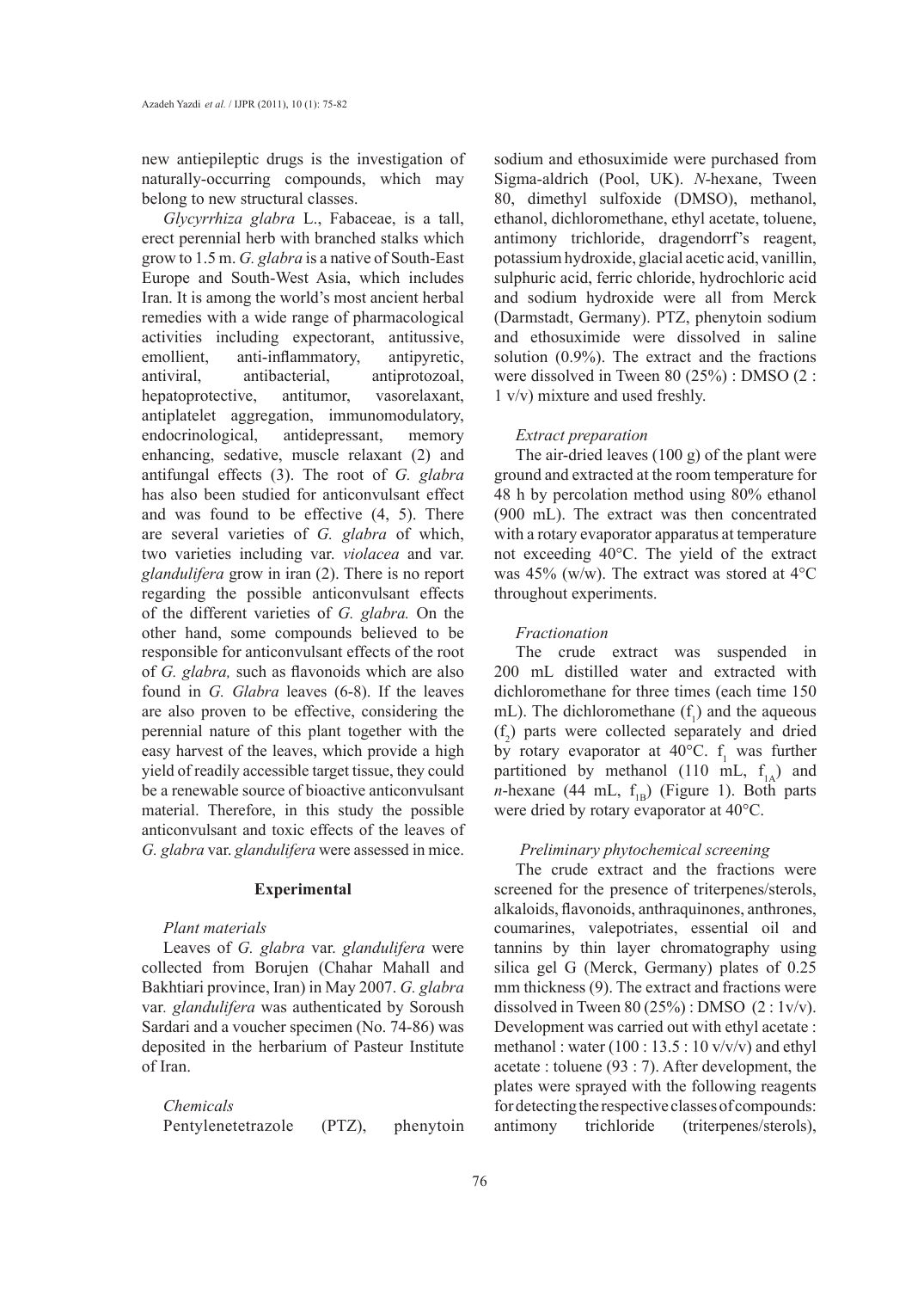new antiepileptic drugs is the investigation of naturally-occurring compounds, which may belong to new structural classes.

*Glycyrrhiza glabra* L., Fabaceae, is a tall, erect perennial herb with branched stalks which grow to 1.5 m. *G. glabra* is a native of South-East Europe and South-West Asia, which includes Iran. It is among the world's most ancient herbal remedies with a wide range of pharmacological activities including expectorant, antitussive, emollient, anti-inflammatory, antipyretic, antiviral, antibacterial, antiprotozoal, hepatoprotective, antitumor, vasorelaxant, antiplatelet aggregation, immunomodulatory, endocrinological, antidepressant, memory enhancing, sedative, muscle relaxant (2) and antifungal effects (3). The root of *G. glabra* has also been studied for anticonvulsant effect and was found to be effective (4, 5). There are several varieties of *G. glabra* of which, two varieties including var. *violacea* and var. *glandulifera* grow in iran (2). There is no report regarding the possible anticonvulsant effects of the different varieties of *G. glabra.* On the other hand, some compounds believed to be responsible for anticonvulsant effects of the root of *G. glabra,* such as flavonoids which are also found in *G. Glabra* leaves (6-8). If the leaves are also proven to be effective, considering the perennial nature of this plant together with the easy harvest of the leaves, which provide a high yield of readily accessible target tissue, they could be a renewable source of bioactive anticonvulsant material. Therefore, in this study the possible anticonvulsant and toxic effects of the leaves of *G. glabra* var. *glandulifera* were assessed in mice.

## Experimental

### *Plant materials*

Leaves of *G. glabra* var. *glandulifera* were collected from Borujen (Chahar Mahall and Bakhtiari province, Iran) in May 2007. *G. glabra* var*. glandulifera* was authenticated by Soroush Sardari and a voucher specimen (No. 74-86) was deposited in the herbarium of Pasteur Institute of Iran.

### *Chemicals*

Pentylenetetrazole (PTZ), phenytoin sodium and ethosuximide were purchased from Sigma-aldrich (Pool, UK). *N*-hexane, Tween 80, dimethyl sulfoxide (DMSO), methanol, ethanol, dichloromethane, ethyl acetate, toluene, antimony trichloride, dragendorrf's reagent, potassium hydroxide, glacial acetic acid, vanillin, sulphuric acid, ferric chloride, hydrochloric acid and sodium hydroxide were all from Merck (Darmstadt, Germany). PTZ, phenytoin sodium and ethosuximide were dissolved in saline solution (0.9%). The extract and the fractions were dissolved in Tween 80 (25%) : DMSO (2 : 1 v/v) mixture and used freshly.

### *Extract preparation*

The air-dried leaves (100 g) of the plant were ground and extracted at the room temperature for 48 h by percolation method using 80% ethanol (900 mL). The extract was then concentrated with a rotary evaporator apparatus at temperature not exceeding 40°C. The yield of the extract was 45% (w/w). The extract was stored at 4°C throughout experiments.

### *Fractionation*

The crude extract was suspended in 200 mL distilled water and extracted with dichloromethane for three times (each time 150 mL). The dichloromethane ($f_1$) and the aqueous ($f_2$) parts were collected separately and dried by rotary evaporator at 40°C. $f_1$ was further partitioned by methanol (110 mL, $f_{1A}$) and *n*-hexane (44 mL, $f_{1B}$) (Figure 1). Both parts were dried by rotary evaporator at 40°C.

### *Preliminary phytochemical screening*

The crude extract and the fractions were screened for the presence of triterpenes/sterols, alkaloids, flavonoids, anthraquinones, anthrones, coumarines, valepotriates, essential oil and tannins by thin layer chromatography using silica gel G (Merck, Germany) plates of 0.25 mm thickness (9). The extract and fractions were dissolved in Tween 80 (25%) : DMSO (2 : 1v/v). Development was carried out with ethyl acetate : methanol : water (100 : 13.5 : 10 v/v/v) and ethyl acetate : toluene (93 : 7). After development, the plates were sprayed with the following reagents for detecting the respective classes of compounds: antimony trichloride (triterpenes/sterols),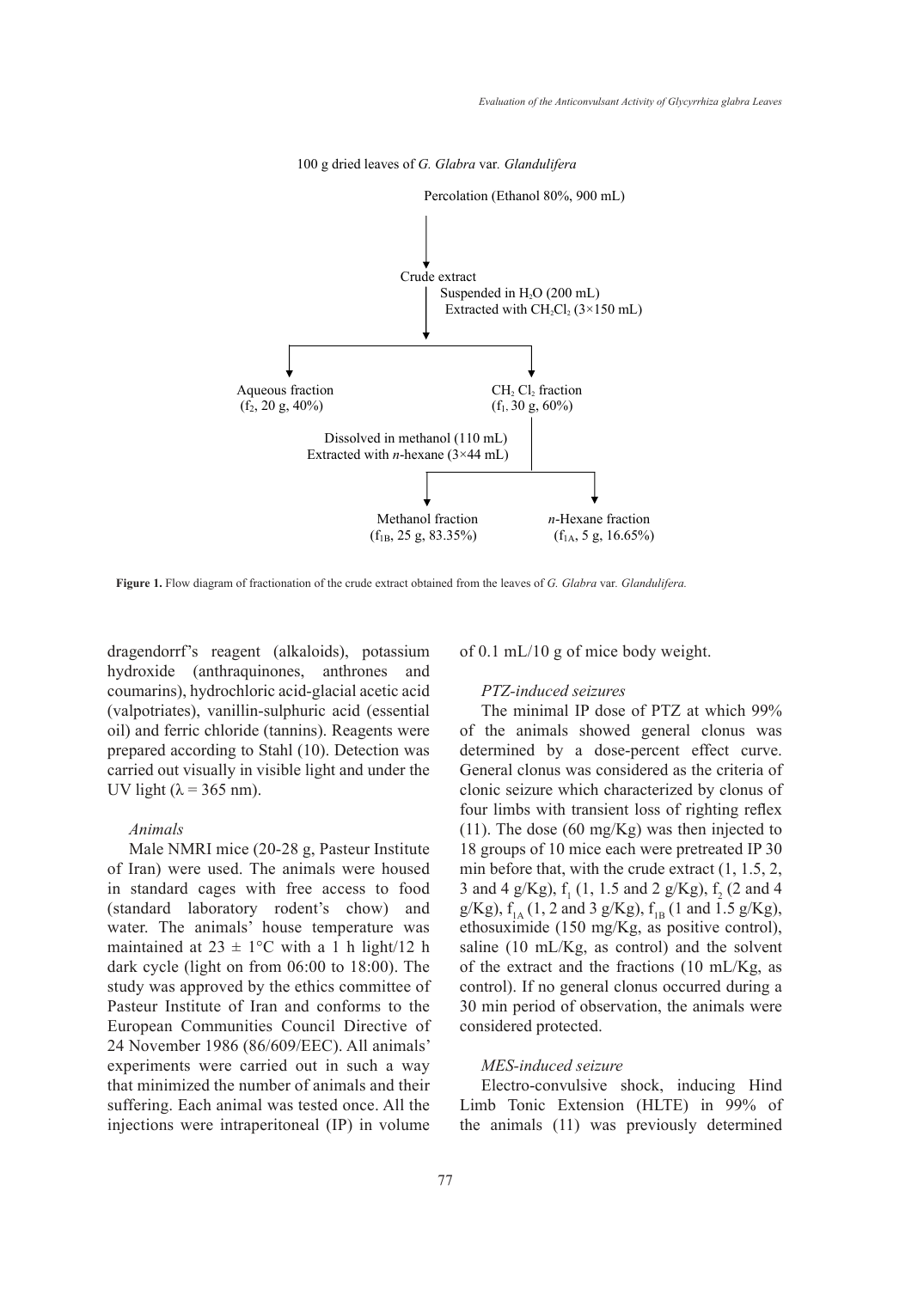100 g dried leaves of *G. Glabra* var. *Glandulifera*

Percolation (Ethanol 80%, 900 mL)

↓

Crude extract

Suspended in $H_2O$ (200 mL)

Extracted with $CH_2Cl_2$ (3×150 mL)

↓

- Aqueous fraction ($f_2$, 20 g, 40%)
- $CH_2Cl_2$ fraction ($f_1$, 30 g, 60%)
  - Dissolved in methanol (110 mL)
  - Extracted with *n*-hexane (3×44 mL)
    - Methanol fraction ($f_{1B}$, 25 g, 83.35%)
    - *n*-Hexane fraction ($f_{1A}$, 5 g, 16.65%)

**Figure 1.** Flow diagram of fractionation of the crude extract obtained from the leaves of *G. Glabra* var. *Glandulifera.*

dragendorrf's reagent (alkaloids), potassium hydroxide (anthraquinones, anthrones and coumarins), hydrochloric acid-glacial acetic acid (valpotriates), vanillin-sulphuric acid (essential oil) and ferric chloride (tannins). Reagents were prepared according to Stahl (10). Detection was carried out visually in visible light and under the UV light (λ = 365 nm).

### *Animals*

Male NMRI mice (20-28 g, Pasteur Institute of Iran) were used. The animals were housed in standard cages with free access to food (standard laboratory rodent's chow) and water. The animals' house temperature was maintained at 23 ± 1°C with a 1 h light/12 h dark cycle (light on from 06:00 to 18:00). The study was approved by the ethics committee of Pasteur Institute of Iran and conforms to the European Communities Council Directive of 24 November 1986 (86/609/EEC). All animals' experiments were carried out in such a way that minimized the number of animals and their suffering. Each animal was tested once. All the injections were intraperitoneal (IP) in volume of 0.1 mL/10 g of mice body weight.

### *PTZ-induced seizures*

The minimal IP dose of PTZ at which 99% of the animals showed general clonus was determined by a dose-percent effect curve. General clonus was considered as the criteria of clonic seizure which characterized by clonus of four limbs with transient loss of righting reflex (11). The dose (60 mg/Kg) was then injected to 18 groups of 10 mice each were pretreated IP 30 min before that, with the crude extract (1, 1.5, 2, 3 and 4 g/Kg), $f_1$ (1, 1.5 and 2 g/Kg), $f_2$ (2 and 4 g/Kg), $f_{1A}$ (1, 2 and 3 g/Kg), $f_{1B}$ (1 and 1.5 g/Kg), ethosuximide (150 mg/Kg, as positive control), saline (10 mL/Kg, as control) and the solvent of the extract and the fractions (10 mL/Kg, as control). If no general clonus occurred during a 30 min period of observation, the animals were considered protected.

### *MES-induced seizure*

Electro-convulsive shock, inducing Hind Limb Tonic Extension (HLTE) in 99% of the animals (11) was previously determined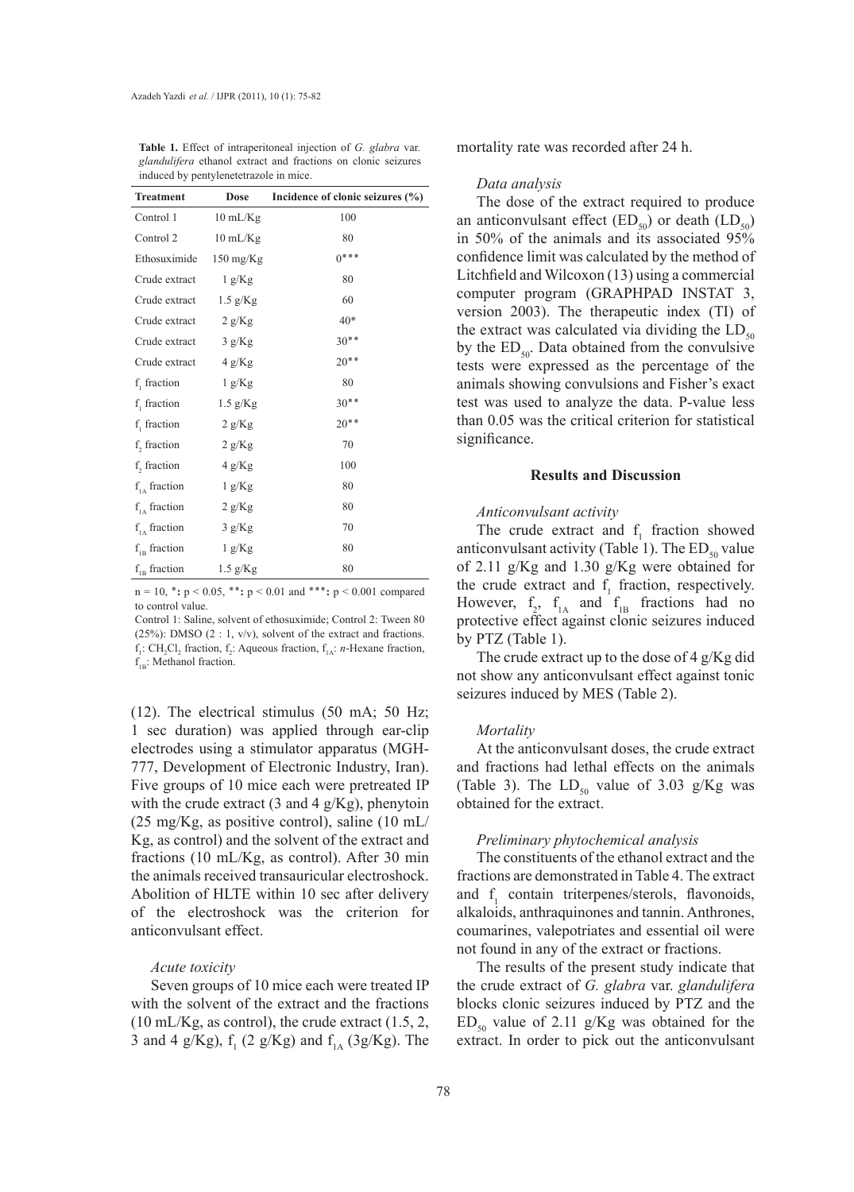**Table 1.** Effect of intraperitoneal injection of *G. glabra* var. *glandulifera* ethanol extract and fractions on clonic seizures induced by pentylenetetrazole in mice.

| Treatment | Dose | Incidence of clonic seizures (%) |
|---|---|---|
| Control 1 | 10 mL/Kg | 100 |
| Control 2 | 10 mL/Kg | 80 |
| Ethosuximide | 150 mg/Kg | 0*** |
| Crude extract | 1 g/Kg | 80 |
| Crude extract | 1.5 g/Kg | 60 |
| Crude extract | 2 g/Kg | 40* |
| Crude extract | 3 g/Kg | 30** |
| Crude extract | 4 g/Kg | 20** |
| $f_1$ fraction | 1 g/Kg | 80 |
| $f_1$ fraction | 1.5 g/Kg | 30** |
| $f_1$ fraction | 2 g/Kg | 20** |
| $f_2$ fraction | 2 g/Kg | 70 |
| $f_2$ fraction | 4 g/Kg | 100 |
| $f_{1A}$ fraction | 1 g/Kg | 80 |
| $f_{1A}$ fraction | 2 g/Kg | 80 |
| $f_{1A}$ fraction | 3 g/Kg | 70 |
| $f_{1B}$ fraction | 1 g/Kg | 80 |
| $f_{1B}$ fraction | 1.5 g/Kg | 80 |

n = 10, *: $p < 0.05$, **: $p < 0.01$ and ***: $p < 0.001$ compared to control value.

Control 1: Saline, solvent of ethosuximide; Control 2: Tween 80 (25%): DMSO (2 : 1, v/v), solvent of the extract and fractions. $f_1$: $CH_2Cl_2$ fraction, $f_2$: Aqueous fraction, $f_{1A}$: *n*-Hexane fraction, $f_{1B}$: Methanol fraction.

(12). The electrical stimulus (50 mA; 50 Hz; 1 sec duration) was applied through ear-clip electrodes using a stimulator apparatus (MGH-777, Development of Electronic Industry, Iran). Five groups of 10 mice each were pretreated IP with the crude extract (3 and 4 g/Kg), phenytoin (25 mg/Kg, as positive control), saline (10 mL/Kg, as control) and the solvent of the extract and fractions (10 mL/Kg, as control). After 30 min the animals received transauricular electroshock. Abolition of HLTE within 10 sec after delivery of the electroshock was the criterion for anticonvulsant effect.

### *Acute toxicity*

Seven groups of 10 mice each were treated IP with the solvent of the extract and the fractions (10 mL/Kg, as control), the crude extract (1.5, 2, 3 and 4 g/Kg), $f_1$ (2 g/Kg) and $f_{1A}$ (3g/Kg). The mortality rate was recorded after 24 h.

### *Data analysis*

The dose of the extract required to produce an anticonvulsant effect ($ED_{50}$) or death ($LD_{50}$) in 50% of the animals and its associated 95% confidence limit was calculated by the method of Litchfield and Wilcoxon (13) using a commercial computer program (GRAPHPAD INSTAT 3, version 2003). The therapeutic index (TI) of the extract was calculated via dividing the $LD_{50}$ by the $ED_{50}$. Data obtained from the convulsive tests were expressed as the percentage of the animals showing convulsions and Fisher's exact test was used to analyze the data. P-value less than 0.05 was the critical criterion for statistical significance.

## Results and Discussion

### *Anticonvulsant activity*

The crude extract and $f_1$ fraction showed anticonvulsant activity (Table 1). The $ED_{50}$ value of 2.11 g/Kg and 1.30 g/Kg were obtained for the crude extract and $f_1$ fraction, respectively. However, $f_2$, $f_{1A}$ and $f_{1B}$ fractions had no protective effect against clonic seizures induced by PTZ (Table 1).

The crude extract up to the dose of 4 g/Kg did not show any anticonvulsant effect against tonic seizures induced by MES (Table 2).

### *Mortality*

At the anticonvulsant doses, the crude extract and fractions had lethal effects on the animals (Table 3). The $LD_{50}$ value of 3.03 g/Kg was obtained for the extract.

### *Preliminary phytochemical analysis*

The constituents of the ethanol extract and the fractions are demonstrated in Table 4. The extract and $f_1$ contain triterpenes/sterols, flavonoids, alkaloids, anthraquinones and tannin. Anthrones, coumarines, valepotriates and essential oil were not found in any of the extract or fractions.

The results of the present study indicate that the crude extract of *G. glabra* var. *glandulifera* blocks clonic seizures induced by PTZ and the $ED_{50}$ value of 2.11 g/Kg was obtained for the extract. In order to pick out the anticonvulsant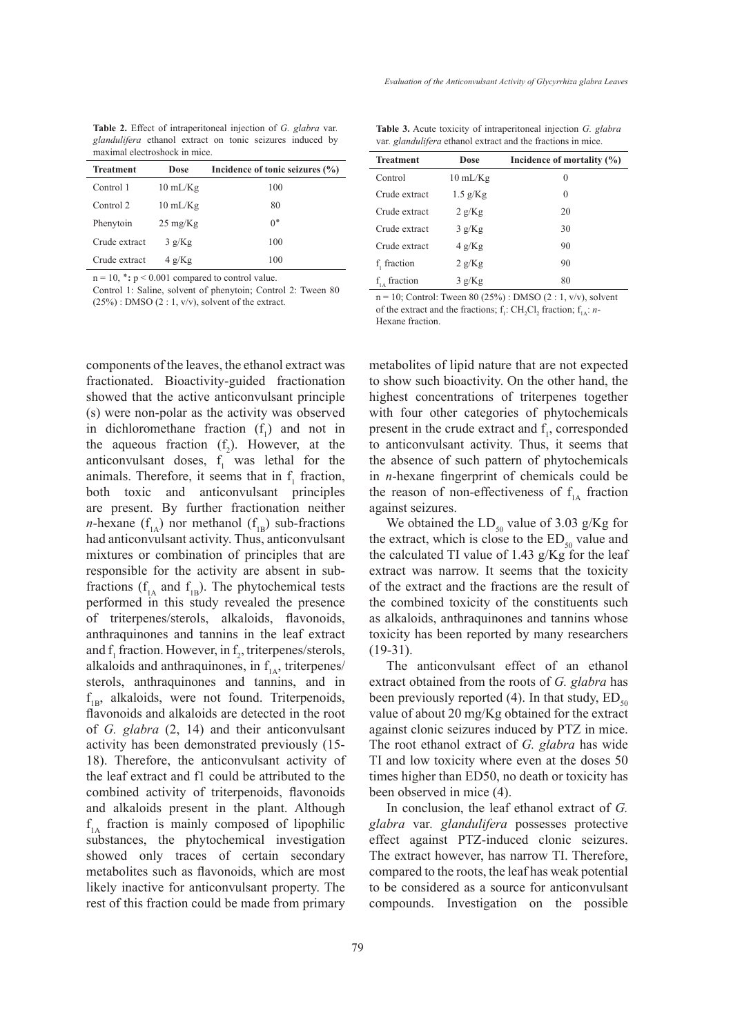**Table 2.** Effect of intraperitoneal injection of *G. glabra* var. *glandulifera* ethanol extract on tonic seizures induced by maximal electroshock in mice.

| Treatment | Dose | Incidence of tonic seizures (%) |
|---|---|---|
| Control 1 | 10 mL/Kg | 100 |
| Control 2 | 10 mL/Kg | 80 |
| Phenytoin | 25 mg/Kg | 0* |
| Crude extract | 3 g/Kg | 100 |
| Crude extract | 4 g/Kg | 100 |

n = 10, *: $p < 0.001$ compared to control value.
Control 1: Saline, solvent of phenytoin; Control 2: Tween 80 (25%) : DMSO (2 : 1, v/v), solvent of the extract.

**Table 3.** Acute toxicity of intraperitoneal injection *G. glabra* var. *glandulifera* ethanol extract and the fractions in mice.

| Treatment | Dose | Incidence of mortality (%) |
|---|---|---|
| Control | 10 mL/Kg | 0 |
| Crude extract | 1.5 g/Kg | 0 |
| Crude extract | 2 g/Kg | 20 |
| Crude extract | 3 g/Kg | 30 |
| Crude extract | 4 g/Kg | 90 |
| $f_1$ fraction | 2 g/Kg | 90 |
| $f_{1A}$ fraction | 3 g/Kg | 80 |

n = 10; Control: Tween 80 (25%) : DMSO (2 : 1, v/v), solvent of the extract and the fractions; $f_1$: $CH_2Cl_2$ fraction; $f_{1A}$: *n*-Hexane fraction.

components of the leaves, the ethanol extract was fractionated. Bioactivity-guided fractionation showed that the active anticonvulsant principle (s) were non-polar as the activity was observed in dichloromethane fraction ($f_1$) and not in the aqueous fraction ($f_2$). However, at the anticonvulsant doses, $f_1$ was lethal for the animals. Therefore, it seems that in $f_1$ fraction, both toxic and anticonvulsant principles are present. By further fractionation neither *n*-hexane ($f_{1A}$) nor methanol ($f_{1B}$) sub-fractions had anticonvulsant activity. Thus, anticonvulsant mixtures or combination of principles that are responsible for the activity are absent in sub-fractions ($f_{1A}$ and $f_{1B}$). The phytochemical tests performed in this study revealed the presence of triterpenes/sterols, alkaloids, flavonoids, anthraquinones and tannins in the leaf extract and $f_1$ fraction. However, in $f_2$, triterpenes/sterols, alkaloids and anthraquinones, in $f_{1A}$, triterpenes/sterols, anthraquinones and tannins, and in $f_{1B}$, alkaloids, were not found. Triterpenoids, flavonoids and alkaloids are detected in the root of *G. glabra* (2, 14) and their anticonvulsant activity has been demonstrated previously (15-18). Therefore, the anticonvulsant activity of the leaf extract and f1 could be attributed to the combined activity of triterpenoids, flavonoids and alkaloids present in the plant. Although $f_{1A}$ fraction is mainly composed of lipophilic substances, the phytochemical investigation showed only traces of certain secondary metabolites such as flavonoids, which are most likely inactive for anticonvulsant property. The rest of this fraction could be made from primary metabolites of lipid nature that are not expected to show such bioactivity. On the other hand, the highest concentrations of triterpenes together with four other categories of phytochemicals present in the crude extract and $f_1$, corresponded to anticonvulsant activity. Thus, it seems that the absence of such pattern of phytochemicals in *n*-hexane fingerprint of chemicals could be the reason of non-effectiveness of $f_{1A}$ fraction against seizures.

We obtained the $LD_{50}$ value of 3.03 g/Kg for the extract, which is close to the $ED_{50}$ value and the calculated TI value of 1.43 g/Kg for the leaf extract was narrow. It seems that the toxicity of the extract and the fractions are the result of the combined toxicity of the constituents such as alkaloids, anthraquinones and tannins whose toxicity has been reported by many researchers (19-31).

The anticonvulsant effect of an ethanol extract obtained from the roots of *G. glabra* has been previously reported (4). In that study, $ED_{50}$ value of about 20 mg/Kg obtained for the extract against clonic seizures induced by PTZ in mice. The root ethanol extract of *G. glabra* has wide TI and low toxicity where even at the doses 50 times higher than ED50, no death or toxicity has been observed in mice (4).

In conclusion, the leaf ethanol extract of *G. glabra* var. *glandulifera* possesses protective effect against PTZ-induced clonic seizures. The extract however, has narrow TI. Therefore, compared to the roots, the leaf has weak potential to be considered as a source for anticonvulsant compounds. Investigation on the possible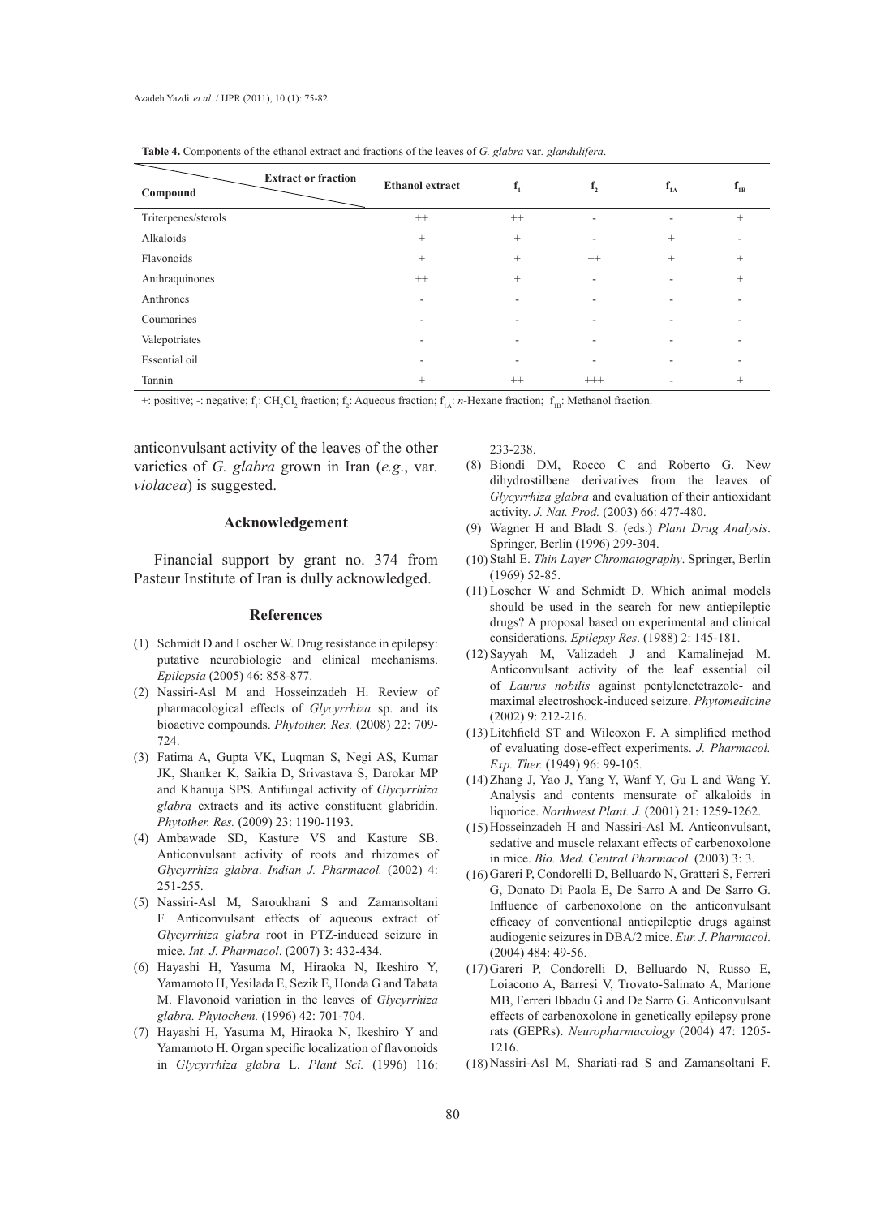**Table 4.** Components of the ethanol extract and fractions of the leaves of *G. glabra* var. *glandulifera*.

| Compound \ Extract or fraction | Ethanol extract | $f_1$ | $f_2$ | $f_{1A}$ | $f_{1B}$ |
|---|---|---|---|---|---|
| Triterpenes/sterols | ++ | ++ | - | - | + |
| Alkaloids | + | + | - | + | - |
| Flavonoids | + | + | ++ | + | + |
| Anthraquinones | ++ | + | - | - | + |
| Anthrones | - | - | - | - | - |
| Coumarines | - | - | - | - | - |
| Valepotriates | - | - | - | - | - |
| Essential oil | - | - | - | - | - |
| Tannin | + | ++ | +++ | - | + |

+: positive; -: negative; $f_1$: $CH_2Cl_2$ fraction; $f_2$: Aqueous fraction; $f_{1A}$: *n*-Hexane fraction; $f_{1B}$: Methanol fraction.

anticonvulsant activity of the leaves of the other varieties of *G. glabra* grown in Iran (*e.g*., var. *violacea*) is suggested.

## Acknowledgement

Financial support by grant no. 374 from Pasteur Institute of Iran is dully acknowledged.

## References

(1) Schmidt D and Loscher W. Drug resistance in epilepsy: putative neurobiologic and clinical mechanisms. *Epilepsia* (2005) 46: 858-877.

(2) Nassiri-Asl M and Hosseinzadeh H. Review of pharmacological effects of *Glycyrrhiza* sp. and its bioactive compounds. *Phytother. Res.* (2008) 22: 709-724.

(3) Fatima A, Gupta VK, Luqman S, Negi AS, Kumar JK, Shanker K, Saikia D, Srivastava S, Darokar MP and Khanuja SPS. Antifungal activity of *Glycyrrhiza glabra* extracts and its active constituent glabridin. *Phytother. Res.* (2009) 23: 1190-1193.

(4) Ambawade SD, Kasture VS and Kasture SB. Anticonvulsant activity of roots and rhizomes of *Glycyrrhiza glabra*. *Indian J. Pharmacol.* (2002) 4: 251-255.

(5) Nassiri-Asl M, Saroukhani S and Zamansoltani F. Anticonvulsant effects of aqueous extract of *Glycyrrhiza glabra* root in PTZ-induced seizure in mice. *Int. J. Pharmacol*. (2007) 3: 432-434.

(6) Hayashi H, Yasuma M, Hiraoka N, Ikeshiro Y, Yamamoto H, Yesilada E, Sezik E, Honda G and Tabata M. Flavonoid variation in the leaves of *Glycyrrhiza glabra. Phytochem.* (1996) 42: 701-704.

(7) Hayashi H, Yasuma M, Hiraoka N, Ikeshiro Y and Yamamoto H. Organ specific localization of flavonoids in *Glycyrrhiza glabra* L. *Plant Sci.* (1996) 116: 233-238.

(8) Biondi DM, Rocco C and Roberto G. New dihydrostilbene derivatives from the leaves of *Glycyrrhiza glabra* and evaluation of their antioxidant activity. *J. Nat. Prod.* (2003) 66: 477-480.

(9) Wagner H and Bladt S. (eds.) *Plant Drug Analysis*. Springer, Berlin (1996) 299-304.

(10) Stahl E. *Thin Layer Chromatography*. Springer, Berlin (1969) 52-85.

(11) Loscher W and Schmidt D. Which animal models should be used in the search for new antiepileptic drugs? A proposal based on experimental and clinical considerations. *Epilepsy Res*. (1988) 2: 145-181.

(12) Sayyah M, Valizadeh J and Kamalinejad M. Anticonvulsant activity of the leaf essential oil of *Laurus nobilis* against pentylenetetrazole- and maximal electroshock-induced seizure. *Phytomedicine* (2002) 9: 212-216.

(13) Litchfield ST and Wilcoxon F. A simplified method of evaluating dose-effect experiments. *J. Pharmacol. Exp. Ther.* (1949) 96: 99-105*.*

(14) Zhang J, Yao J, Yang Y, Wanf Y, Gu L and Wang Y. Analysis and contents mensurate of alkaloids in liquorice. *Northwest Plant. J.* (2001) 21: 1259-1262.

(15) Hosseinzadeh H and Nassiri-Asl M. Anticonvulsant, sedative and muscle relaxant effects of carbenoxolone in mice. *Bio. Med. Central Pharmacol.* (2003) 3: 3.

(16) Gareri P, Condorelli D, Belluardo N, Gratteri S, Ferreri G, Donato Di Paola E, De Sarro A and De Sarro G. Influence of carbenoxolone on the anticonvulsant efficacy of conventional antiepileptic drugs against audiogenic seizures in DBA/2 mice. *Eur. J. Pharmacol*. (2004) 484: 49-56.

(17) Gareri P, Condorelli D, Belluardo N, Russo E, Loiacono A, Barresi V, Trovato-Salinato A, Marione MB, Ferreri Ibbadu G and De Sarro G. Anticonvulsant effects of carbenoxolone in genetically epilepsy prone rats (GEPRs). *Neuropharmacology* (2004) 47: 1205-1216.

(18) Nassiri-Asl M, Shariati-rad S and Zamansoltani F.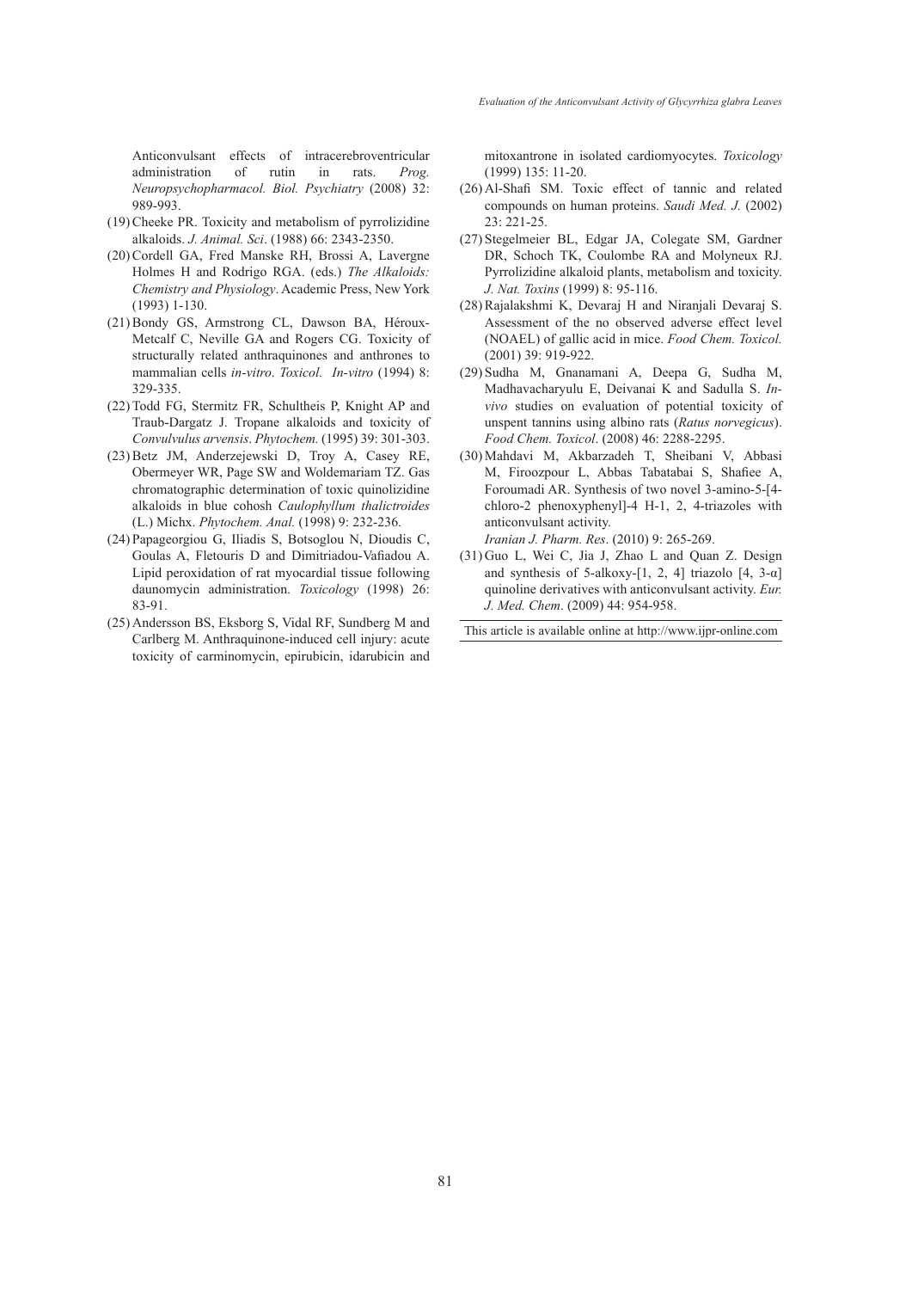Anticonvulsant effects of intracerebroventricular administration of rutin in rats. *Prog. Neuropsychopharmacol. Biol. Psychiatry* (2008) 32: 989-993.

(19) Cheeke PR. Toxicity and metabolism of pyrrolizidine alkaloids. *J. Animal. Sci*. (1988) 66: 2343-2350.

(20) Cordell GA, Fred Manske RH, Brossi A, Lavergne Holmes H and Rodrigo RGA. (eds.) *The Alkaloids: Chemistry and Physiology*. Academic Press, New York (1993) 1-130.

(21) Bondy GS, Armstrong CL, Dawson BA, Héroux-Metcalf C, Neville GA and Rogers CG. Toxicity of structurally related anthraquinones and anthrones to mammalian cells *in-vitro*. *Toxicol. In-vitro* (1994) 8: 329-335.

(22) Todd FG, Stermitz FR, Schultheis P, Knight AP and Traub-Dargatz J. Tropane alkaloids and toxicity of *Convulvulus arvensis*. *Phytochem.* (1995) 39: 301-303.

(23) Betz JM, Anderzejewski D, Troy A, Casey RE, Obermeyer WR, Page SW and Woldemariam TZ. Gas chromatographic determination of toxic quinolizidine alkaloids in blue cohosh *Caulophyllum thalictroides* (L.) Michx. *Phytochem. Anal.* (1998) 9: 232-236.

(24) Papageorgiou G, Iliadis S, Botsoglou N, Dioudis C, Goulas A, Fletouris D and Dimitriadou-Vafiadou A. Lipid peroxidation of rat myocardial tissue following daunomycin administration. *Toxicology* (1998) 26: 83-91.

(25) Andersson BS, Eksborg S, Vidal RF, Sundberg M and Carlberg M. Anthraquinone-induced cell injury: acute toxicity of carminomycin, epirubicin, idarubicin and mitoxantrone in isolated cardiomyocytes. *Toxicology* (1999) 135: 11-20.

(26) Al-Shafi SM. Toxic effect of tannic and related compounds on human proteins. *Saudi Med. J.* (2002) 23: 221-25.

(27) Stegelmeier BL, Edgar JA, Colegate SM, Gardner DR, Schoch TK, Coulombe RA and Molyneux RJ. Pyrrolizidine alkaloid plants, metabolism and toxicity. *J. Nat. Toxins* (1999) 8: 95-116.

(28) Rajalakshmi K, Devaraj H and Niranjali Devaraj S. Assessment of the no observed adverse effect level (NOAEL) of gallic acid in mice. *Food Chem. Toxicol.* (2001) 39: 919-922.

(29) Sudha M, Gnanamani A, Deepa G, Sudha M, Madhavacharyulu E, Deivanai K and Sadulla S. *In-vivo* studies on evaluation of potential toxicity of unspent tannins using albino rats (*Ratus norvegicus*). *Food Chem. Toxicol*. (2008) 46: 2288-2295.

(30) Mahdavi M, Akbarzadeh T, Sheibani V, Abbasi M, Firoozpour L, Abbas Tabatabai S, Shafiee A, Foroumadi AR. Synthesis of two novel 3-amino-5-[4-chloro-2 phenoxyphenyl]-4 H-1, 2, 4-triazoles with anticonvulsant activity. *Iranian J. Pharm. Res*. (2010) 9: 265-269.

(31) Guo L, Wei C, Jia J, Zhao L and Quan Z. Design and synthesis of 5-alkoxy-[1, 2, 4] triazolo [4, 3-α] quinoline derivatives with anticonvulsant activity. *Eur. J. Med. Chem*. (2009) 44: 954-958.

This article is available online at http://www.ijpr-online.com